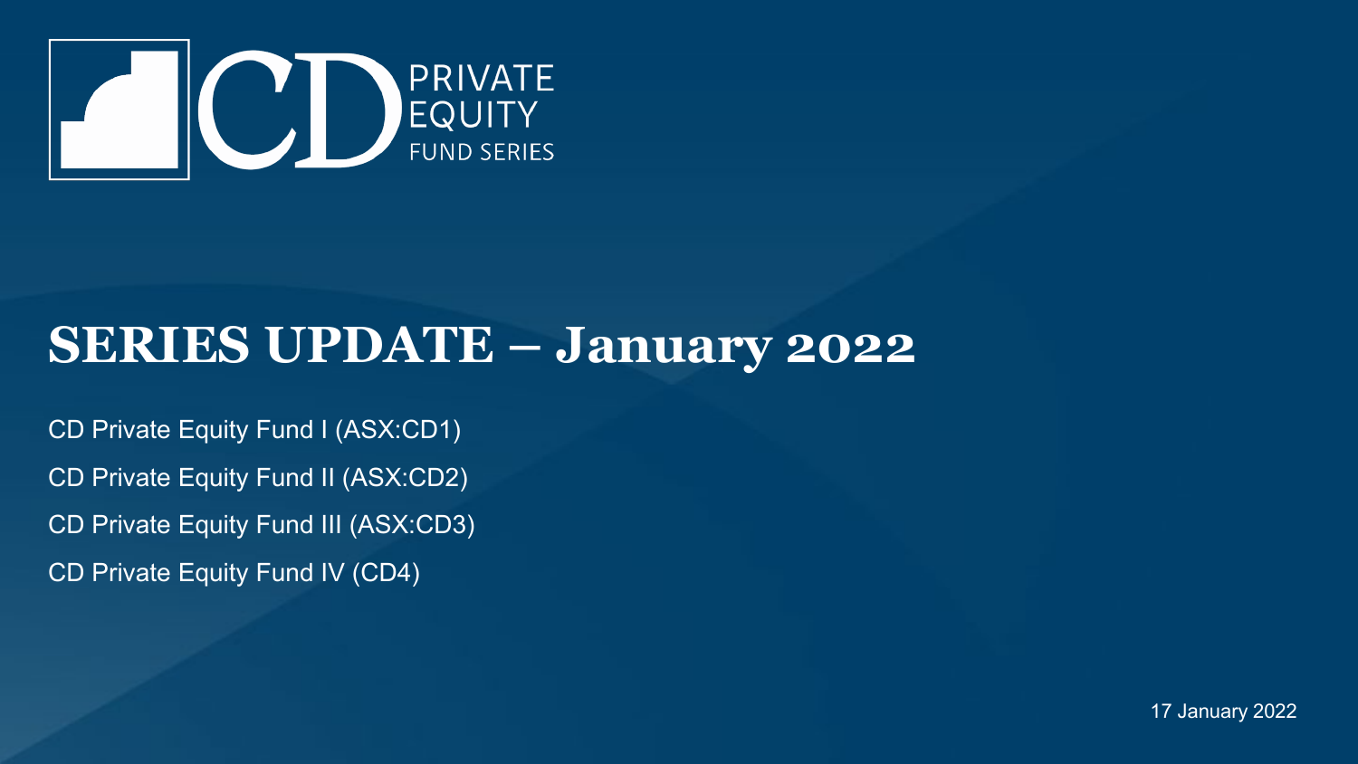CD PRIVATE EQUITY FUND SERIES

# SERIES UPDATE – January 2022

CD Private Equity Fund I (ASX:CD1)

CD Private Equity Fund II (ASX:CD2)

CD Private Equity Fund III (ASX:CD3)

CD Private Equity Fund IV (CD4)

17 January 2022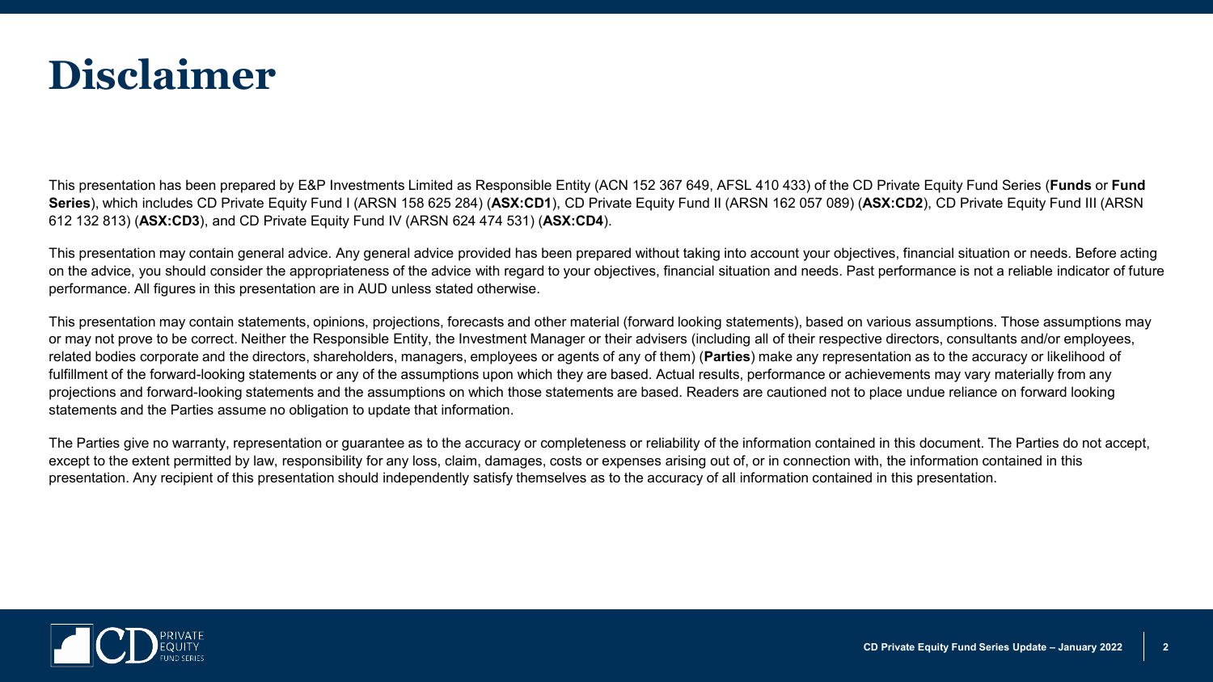# Disclaimer

This presentation has been prepared by E&P Investments Limited as Responsible Entity (ACN 152 367 649, AFSL 410 433) of the CD Private Equity Fund Series (**Funds** or **Fund Series**), which includes CD Private Equity Fund I (ARSN 158 625 284) (**ASX:CD1**), CD Private Equity Fund II (ARSN 162 057 089) (**ASX:CD2**), CD Private Equity Fund III (ARSN 612 132 813) (**ASX:CD3**), and CD Private Equity Fund IV (ARSN 624 474 531) (**ASX:CD4**).

This presentation may contain general advice. Any general advice provided has been prepared without taking into account your objectives, financial situation or needs. Before acting on the advice, you should consider the appropriateness of the advice with regard to your objectives, financial situation and needs. Past performance is not a reliable indicator of future performance. All figures in this presentation are in AUD unless stated otherwise.

This presentation may contain statements, opinions, projections, forecasts and other material (forward looking statements), based on various assumptions. Those assumptions may or may not prove to be correct. Neither the Responsible Entity, the Investment Manager or their advisers (including all of their respective directors, consultants and/or employees, related bodies corporate and the directors, shareholders, managers, employees or agents of any of them) (**Parties**) make any representation as to the accuracy or likelihood of fulfillment of the forward-looking statements or any of the assumptions upon which they are based. Actual results, performance or achievements may vary materially from any projections and forward-looking statements and the assumptions on which those statements are based. Readers are cautioned not to place undue reliance on forward looking statements and the Parties assume no obligation to update that information.

The Parties give no warranty, representation or guarantee as to the accuracy or completeness or reliability of the information contained in this document. The Parties do not accept, except to the extent permitted by law, responsibility for any loss, claim, damages, costs or expenses arising out of, or in connection with, the information contained in this presentation. Any recipient of this presentation should independently satisfy themselves as to the accuracy of all information contained in this presentation.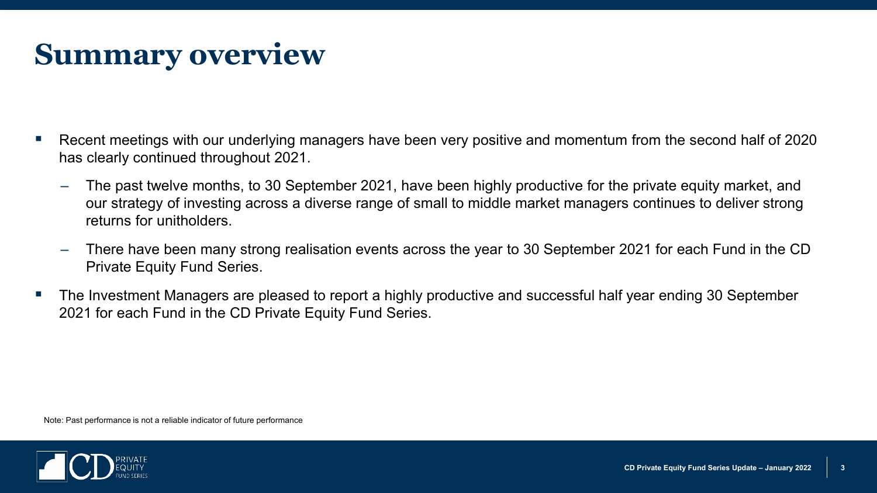# Summary overview

- Recent meetings with our underlying managers have been very positive and momentum from the second half of 2020 has clearly continued throughout 2021.
  - The past twelve months, to 30 September 2021, have been highly productive for the private equity market, and our strategy of investing across a diverse range of small to middle market managers continues to deliver strong returns for unitholders.
  - There have been many strong realisation events across the year to 30 September 2021 for each Fund in the CD Private Equity Fund Series.
- The Investment Managers are pleased to report a highly productive and successful half year ending 30 September 2021 for each Fund in the CD Private Equity Fund Series.

Note: Past performance is not a reliable indicator of future performance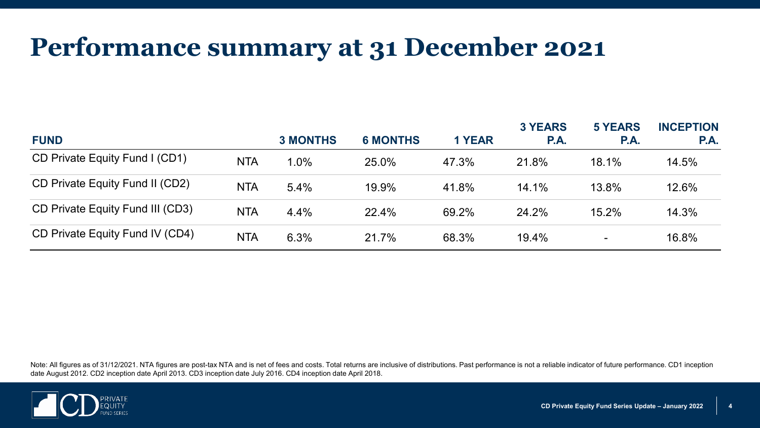# Performance summary at 31 December 2021

| FUND | | 3 MONTHS | 6 MONTHS | 1 YEAR | 3 YEARS P.A. | 5 YEARS P.A. | INCEPTION P.A. |
|---|---|---|---|---|---|---|---|
| CD Private Equity Fund I (CD1) | NTA | 1.0% | 25.0% | 47.3% | 21.8% | 18.1% | 14.5% |
| CD Private Equity Fund II (CD2) | NTA | 5.4% | 19.9% | 41.8% | 14.1% | 13.8% | 12.6% |
| CD Private Equity Fund III (CD3) | NTA | 4.4% | 22.4% | 69.2% | 24.2% | 15.2% | 14.3% |
| CD Private Equity Fund IV (CD4) | NTA | 6.3% | 21.7% | 68.3% | 19.4% | - | 16.8% |

Note: All figures as of 31/12/2021. NTA figures are post-tax NTA and is net of fees and costs. Total returns are inclusive of distributions. Past performance is not a reliable indicator of future performance. CD1 inception date August 2012. CD2 inception date April 2013. CD3 inception date July 2016. CD4 inception date April 2018.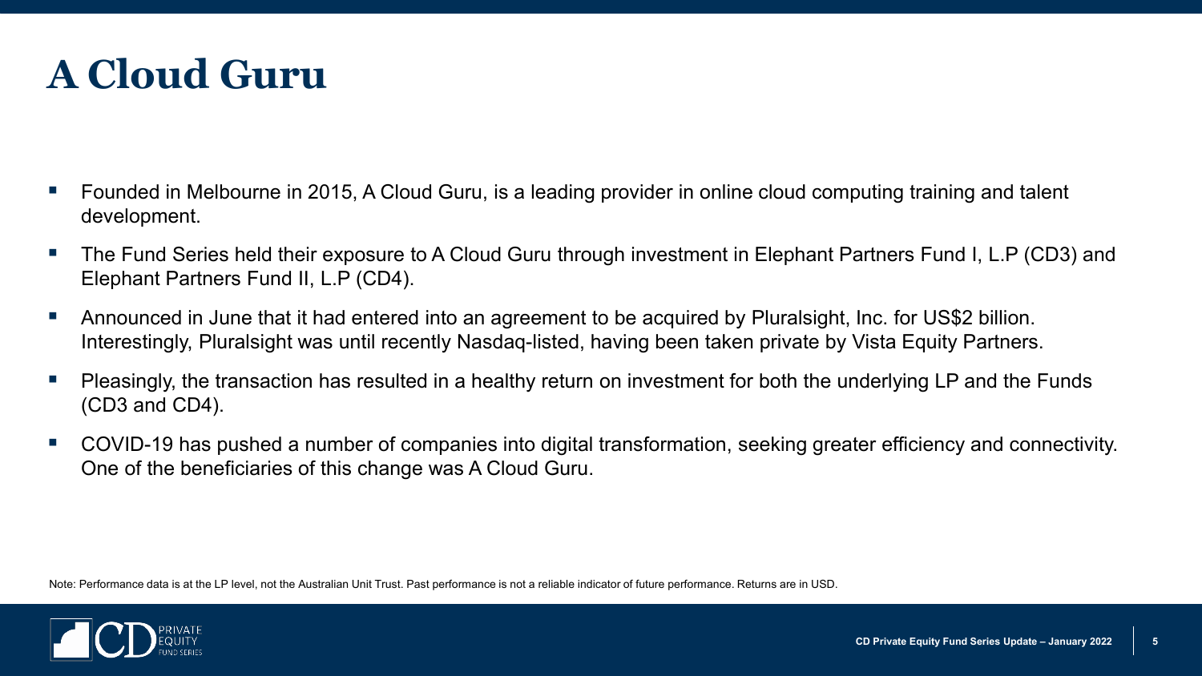# A Cloud Guru

- Founded in Melbourne in 2015, A Cloud Guru, is a leading provider in online cloud computing training and talent development.
- The Fund Series held their exposure to A Cloud Guru through investment in Elephant Partners Fund I, L.P (CD3) and Elephant Partners Fund II, L.P (CD4).
- Announced in June that it had entered into an agreement to be acquired by Pluralsight, Inc. for US$2 billion. Interestingly, Pluralsight was until recently Nasdaq-listed, having been taken private by Vista Equity Partners.
- Pleasingly, the transaction has resulted in a healthy return on investment for both the underlying LP and the Funds (CD3 and CD4).
- COVID-19 has pushed a number of companies into digital transformation, seeking greater efficiency and connectivity. One of the beneficiaries of this change was A Cloud Guru.

Note: Performance data is at the LP level, not the Australian Unit Trust. Past performance is not a reliable indicator of future performance. Returns are in USD.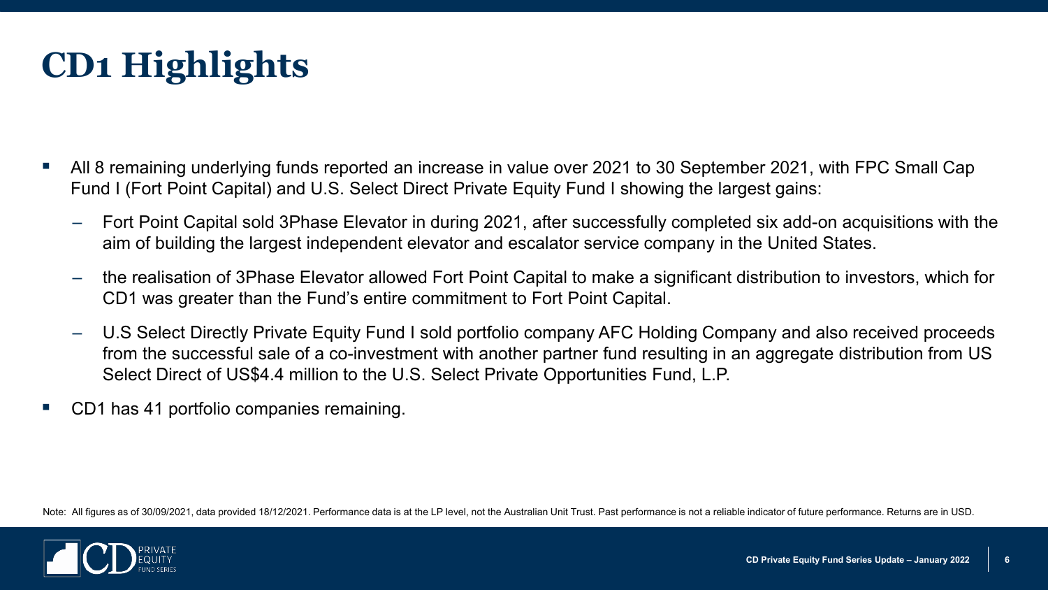# CD1 Highlights

- All 8 remaining underlying funds reported an increase in value over 2021 to 30 September 2021, with FPC Small Cap Fund I (Fort Point Capital) and U.S. Select Direct Private Equity Fund I showing the largest gains:
  - Fort Point Capital sold 3Phase Elevator in during 2021, after successfully completed six add-on acquisitions with the aim of building the largest independent elevator and escalator service company in the United States.
  - the realisation of 3Phase Elevator allowed Fort Point Capital to make a significant distribution to investors, which for CD1 was greater than the Fund's entire commitment to Fort Point Capital.
  - U.S Select Directly Private Equity Fund I sold portfolio company AFC Holding Company and also received proceeds from the successful sale of a co-investment with another partner fund resulting in an aggregate distribution from US Select Direct of US$4.4 million to the U.S. Select Private Opportunities Fund, L.P.
- CD1 has 41 portfolio companies remaining.

Note: All figures as of 30/09/2021, data provided 18/12/2021. Performance data is at the LP level, not the Australian Unit Trust. Past performance is not a reliable indicator of future performance. Returns are in USD.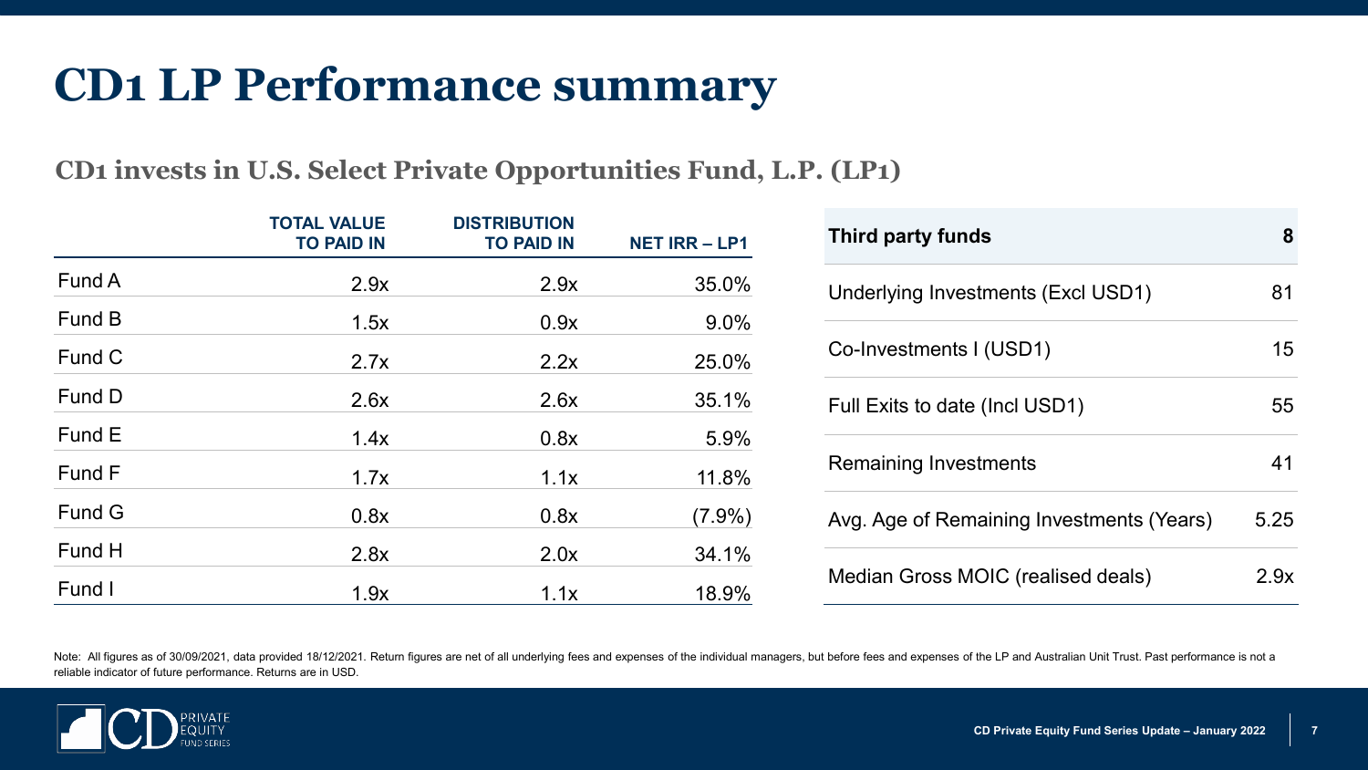# CD1 LP Performance summary

## CD1 invests in U.S. Select Private Opportunities Fund, L.P. (LP1)

| | TOTAL VALUE TO PAID IN | DISTRIBUTION TO PAID IN | NET IRR – LP1 |
|---|---|---|---|
| Fund A | 2.9x | 2.9x | 35.0% |
| Fund B | 1.5x | 0.9x | 9.0% |
| Fund C | 2.7x | 2.2x | 25.0% |
| Fund D | 2.6x | 2.6x | 35.1% |
| Fund E | 1.4x | 0.8x | 5.9% |
| Fund F | 1.7x | 1.1x | 11.8% |
| Fund G | 0.8x | 0.8x | (7.9%) |
| Fund H | 2.8x | 2.0x | 34.1% |
| Fund I | 1.9x | 1.1x | 18.9% |

| Third party funds | 8 |
|---|---|
| Underlying Investments (Excl USD1) | 81 |
| Co-Investments I (USD1) | 15 |
| Full Exits to date (Incl USD1) | 55 |
| Remaining Investments | 41 |
| Avg. Age of Remaining Investments (Years) | 5.25 |
| Median Gross MOIC (realised deals) | 2.9x |

Note: All figures as of 30/09/2021, data provided 18/12/2021. Return figures are net of all underlying fees and expenses of the individual managers, but before fees and expenses of the LP and Australian Unit Trust. Past performance is not a reliable indicator of future performance. Returns are in USD.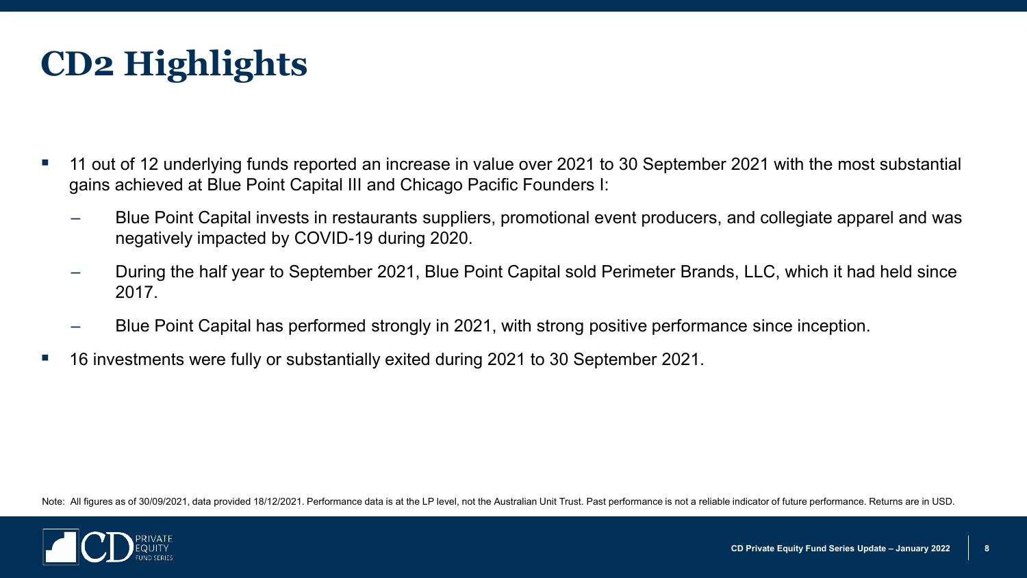# CD2 Highlights

- 11 out of 12 underlying funds reported an increase in value over 2021 to 30 September 2021 with the most substantial gains achieved at Blue Point Capital III and Chicago Pacific Founders I:
  - Blue Point Capital invests in restaurants suppliers, promotional event producers, and collegiate apparel and was negatively impacted by COVID-19 during 2020.
  - During the half year to September 2021, Blue Point Capital sold Perimeter Brands, LLC, which it had held since 2017.
  - Blue Point Capital has performed strongly in 2021, with strong positive performance since inception.
- 16 investments were fully or substantially exited during 2021 to 30 September 2021.

Note: All figures as of 30/09/2021, data provided 18/12/2021. Performance data is at the LP level, not the Australian Unit Trust. Past performance is not a reliable indicator of future performance. Returns are in USD.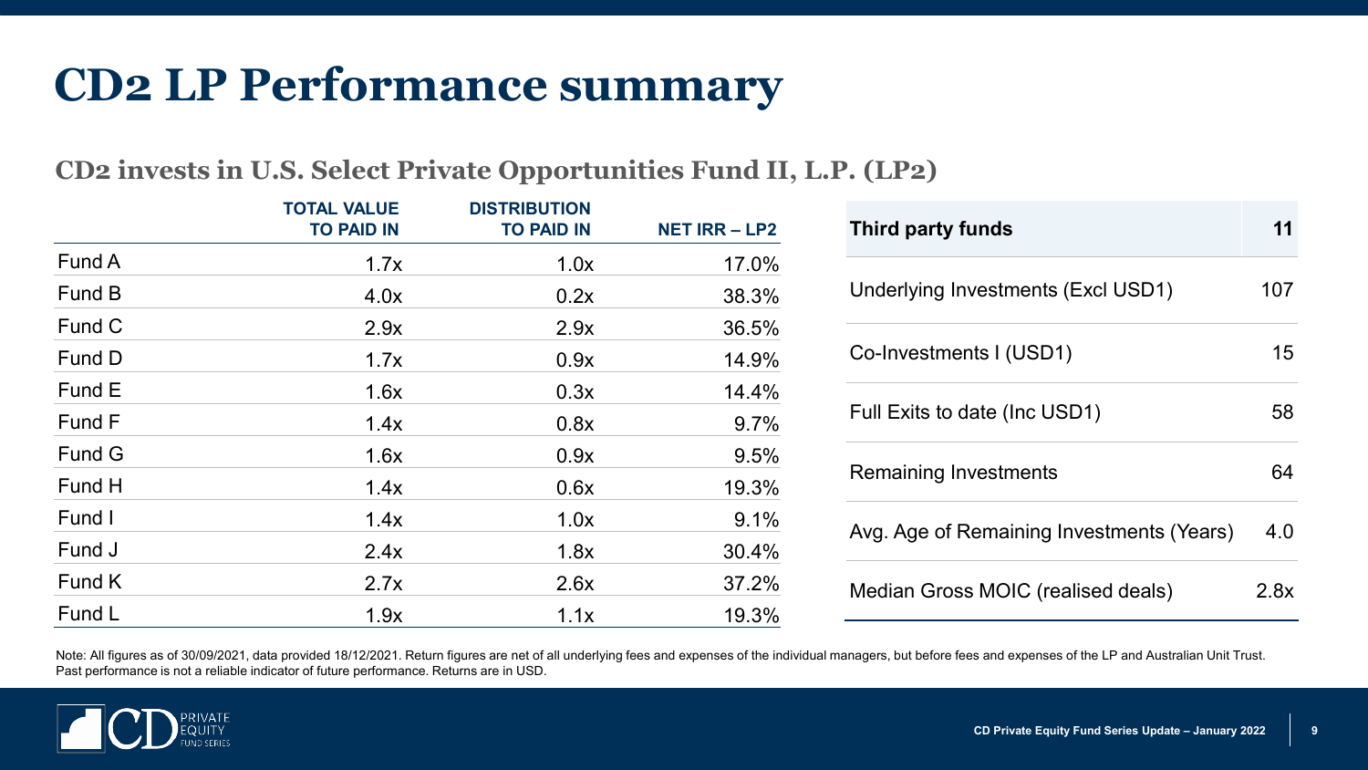# CD2 LP Performance summary

## CD2 invests in U.S. Select Private Opportunities Fund II, L.P. (LP2)

| | TOTAL VALUE TO PAID IN | DISTRIBUTION TO PAID IN | NET IRR – LP2 |
|---|---|---|---|
| Fund A | 1.7x | 1.0x | 17.0% |
| Fund B | 4.0x | 0.2x | 38.3% |
| Fund C | 2.9x | 2.9x | 36.5% |
| Fund D | 1.7x | 0.9x | 14.9% |
| Fund E | 1.6x | 0.3x | 14.4% |
| Fund F | 1.4x | 0.8x | 9.7% |
| Fund G | 1.6x | 0.9x | 9.5% |
| Fund H | 1.4x | 0.6x | 19.3% |
| Fund I | 1.4x | 1.0x | 9.1% |
| Fund J | 2.4x | 1.8x | 30.4% |
| Fund K | 2.7x | 2.6x | 37.2% |
| Fund L | 1.9x | 1.1x | 19.3% |

| Third party funds | 11 |
|---|---|
| Underlying Investments (Excl USD1) | 107 |
| Co-Investments I (USD1) | 15 |
| Full Exits to date (Inc USD1) | 58 |
| Remaining Investments | 64 |
| Avg. Age of Remaining Investments (Years) | 4.0 |
| Median Gross MOIC (realised deals) | 2.8x |

Note: All figures as of 30/09/2021, data provided 18/12/2021. Return figures are net of all underlying fees and expenses of the individual managers, but before fees and expenses of the LP and Australian Unit Trust. Past performance is not a reliable indicator of future performance. Returns are in USD.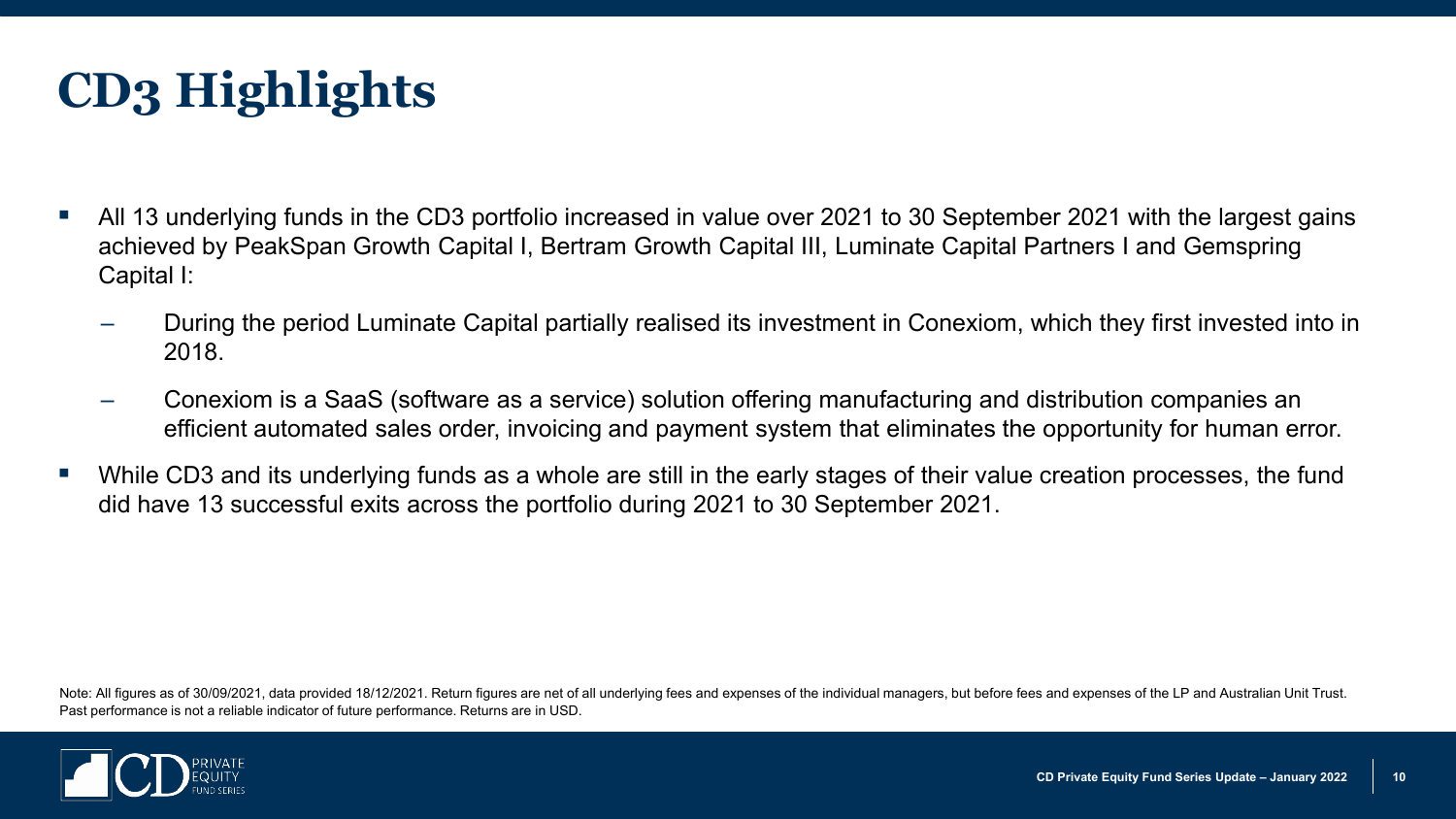# CD3 Highlights

- All 13 underlying funds in the CD3 portfolio increased in value over 2021 to 30 September 2021 with the largest gains achieved by PeakSpan Growth Capital I, Bertram Growth Capital III, Luminate Capital Partners I and Gemspring Capital I:
  - During the period Luminate Capital partially realised its investment in Conexiom, which they first invested into in 2018.
  - Conexiom is a SaaS (software as a service) solution offering manufacturing and distribution companies an efficient automated sales order, invoicing and payment system that eliminates the opportunity for human error.
- While CD3 and its underlying funds as a whole are still in the early stages of their value creation processes, the fund did have 13 successful exits across the portfolio during 2021 to 30 September 2021.

Note: All figures as of 30/09/2021, data provided 18/12/2021. Return figures are net of all underlying fees and expenses of the individual managers, but before fees and expenses of the LP and Australian Unit Trust. Past performance is not a reliable indicator of future performance. Returns are in USD.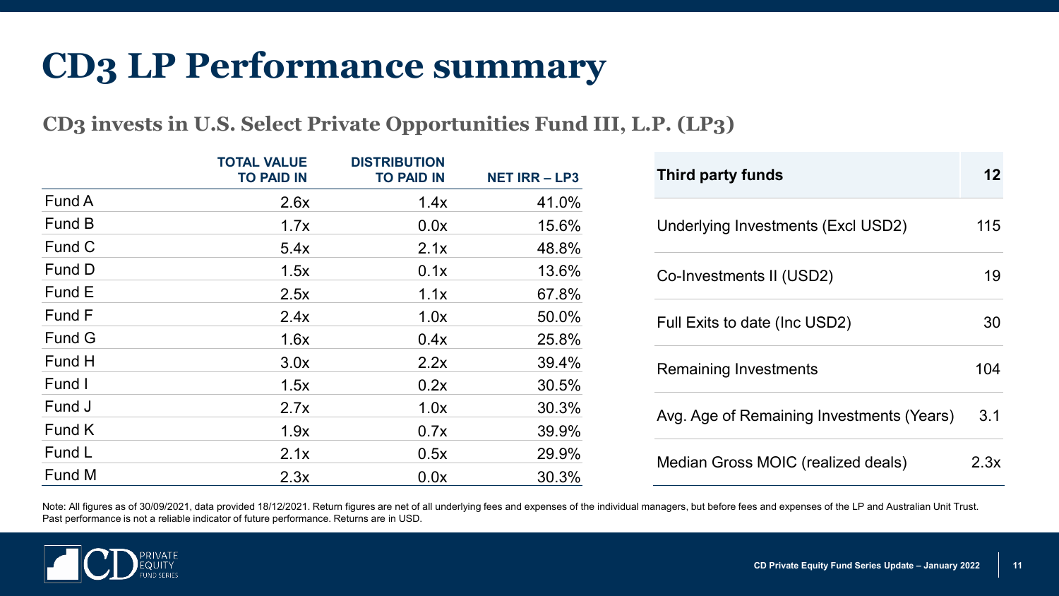# CD3 LP Performance summary

## CD3 invests in U.S. Select Private Opportunities Fund III, L.P. (LP3)

| | TOTAL VALUE TO PAID IN | DISTRIBUTION TO PAID IN | NET IRR – LP3 |
|---|---|---|---|
| Fund A | 2.6x | 1.4x | 41.0% |
| Fund B | 1.7x | 0.0x | 15.6% |
| Fund C | 5.4x | 2.1x | 48.8% |
| Fund D | 1.5x | 0.1x | 13.6% |
| Fund E | 2.5x | 1.1x | 67.8% |
| Fund F | 2.4x | 1.0x | 50.0% |
| Fund G | 1.6x | 0.4x | 25.8% |
| Fund H | 3.0x | 2.2x | 39.4% |
| Fund I | 1.5x | 0.2x | 30.5% |
| Fund J | 2.7x | 1.0x | 30.3% |
| Fund K | 1.9x | 0.7x | 39.9% |
| Fund L | 2.1x | 0.5x | 29.9% |
| Fund M | 2.3x | 0.0x | 30.3% |

| Third party funds | 12 |
|---|---|
| Underlying Investments (Excl USD2) | 115 |
| Co-Investments II (USD2) | 19 |
| Full Exits to date (Inc USD2) | 30 |
| Remaining Investments | 104 |
| Avg. Age of Remaining Investments (Years) | 3.1 |
| Median Gross MOIC (realized deals) | 2.3x |

Note: All figures as of 30/09/2021, data provided 18/12/2021. Return figures are net of all underlying fees and expenses of the individual managers, but before fees and expenses of the LP and Australian Unit Trust. Past performance is not a reliable indicator of future performance. Returns are in USD.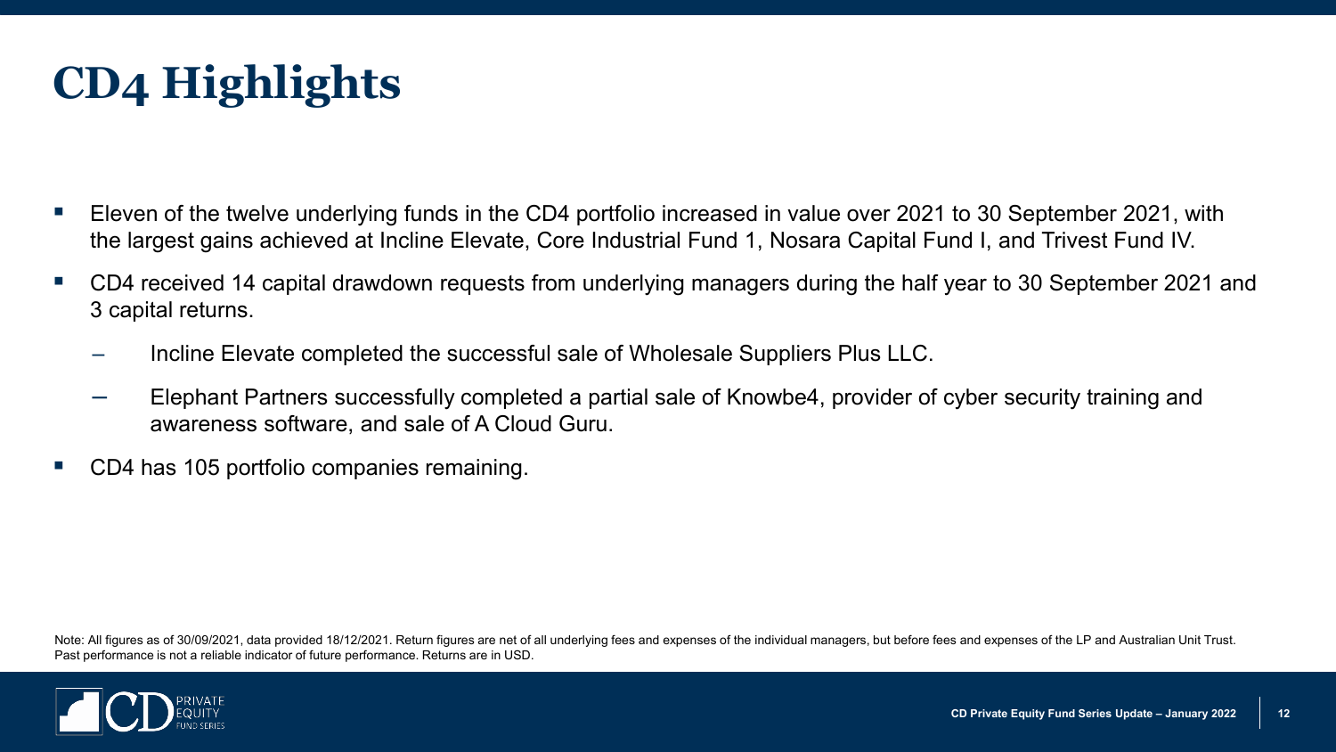# CD4 Highlights

- Eleven of the twelve underlying funds in the CD4 portfolio increased in value over 2021 to 30 September 2021, with the largest gains achieved at Incline Elevate, Core Industrial Fund 1, Nosara Capital Fund I, and Trivest Fund IV.
- CD4 received 14 capital drawdown requests from underlying managers during the half year to 30 September 2021 and 3 capital returns.
  - Incline Elevate completed the successful sale of Wholesale Suppliers Plus LLC.
  - Elephant Partners successfully completed a partial sale of Knowbe4, provider of cyber security training and awareness software, and sale of A Cloud Guru.
- CD4 has 105 portfolio companies remaining.

Note: All figures as of 30/09/2021, data provided 18/12/2021. Return figures are net of all underlying fees and expenses of the individual managers, but before fees and expenses of the LP and Australian Unit Trust. Past performance is not a reliable indicator of future performance. Returns are in USD.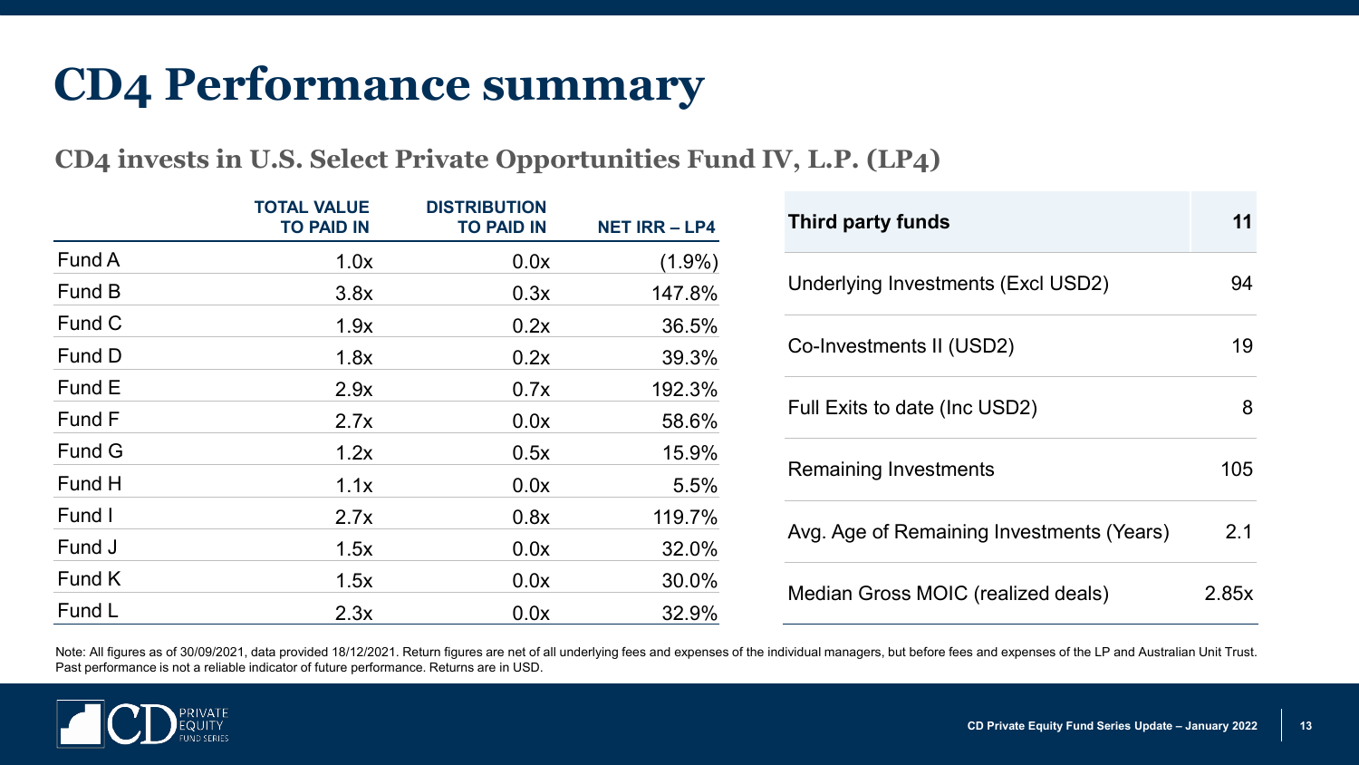# CD4 Performance summary

## CD4 invests in U.S. Select Private Opportunities Fund IV, L.P. (LP4)

| | TOTAL VALUE TO PAID IN | DISTRIBUTION TO PAID IN | NET IRR – LP4 |
|---|---|---|---|
| Fund A | 1.0x | 0.0x | (1.9%) |
| Fund B | 3.8x | 0.3x | 147.8% |
| Fund C | 1.9x | 0.2x | 36.5% |
| Fund D | 1.8x | 0.2x | 39.3% |
| Fund E | 2.9x | 0.7x | 192.3% |
| Fund F | 2.7x | 0.0x | 58.6% |
| Fund G | 1.2x | 0.5x | 15.9% |
| Fund H | 1.1x | 0.0x | 5.5% |
| Fund I | 2.7x | 0.8x | 119.7% |
| Fund J | 1.5x | 0.0x | 32.0% |
| Fund K | 1.5x | 0.0x | 30.0% |
| Fund L | 2.3x | 0.0x | 32.9% |

| Third party funds | 11 |
|---|---|
| Underlying Investments (Excl USD2) | 94 |
| Co-Investments II (USD2) | 19 |
| Full Exits to date (Inc USD2) | 8 |
| Remaining Investments | 105 |
| Avg. Age of Remaining Investments (Years) | 2.1 |
| Median Gross MOIC (realized deals) | 2.85x |

Note: All figures as of 30/09/2021, data provided 18/12/2021. Return figures are net of all underlying fees and expenses of the individual managers, but before fees and expenses of the LP and Australian Unit Trust. Past performance is not a reliable indicator of future performance. Returns are in USD.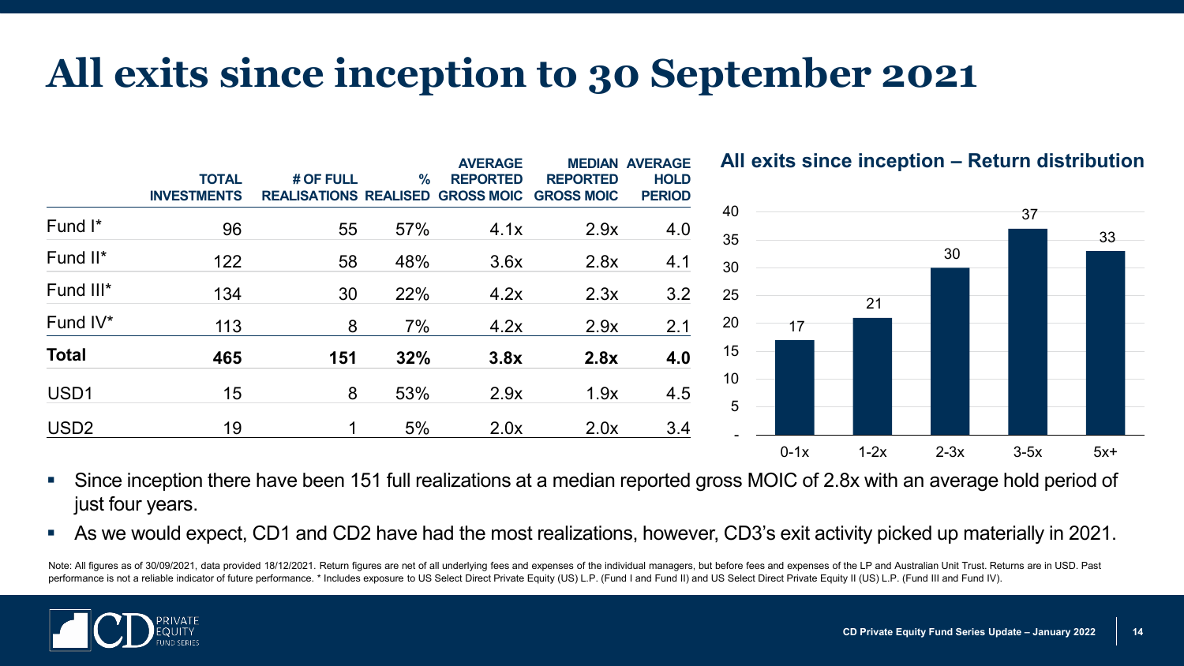# All exits since inception to 30 September 2021

| | TOTAL INVESTMENTS | # OF FULL REALISATIONS | % REALISED | AVERAGE REPORTED GROSS MOIC | MEDIAN REPORTED GROSS MOIC | AVERAGE HOLD PERIOD |
|---|---|---|---|---|---|---|
| Fund I* | 96 | 55 | 57% | 4.1x | 2.9x | 4.0 |
| Fund II* | 122 | 58 | 48% | 3.6x | 2.8x | 4.1 |
| Fund III* | 134 | 30 | 22% | 4.2x | 2.3x | 3.2 |
| Fund IV* | 113 | 8 | 7% | 4.2x | 2.9x | 2.1 |
| **Total** | **465** | **151** | **32%** | **3.8x** | **2.8x** | **4.0** |
| USD1 | 15 | 8 | 53% | 2.9x | 1.9x | 4.5 |
| USD2 | 19 | 1 | 5% | 2.0x | 2.0x | 3.4 |

**All exits since inception – Return distribution**

| Return | Number of exits |
|---|---|
| 0-1x | 17 |
| 1-2x | 21 |
| 2-3x | 30 |
| 3-5x | 37 |
| 5x+ | 33 |

- Since inception there have been 151 full realizations at a median reported gross MOIC of 2.8x with an average hold period of just four years.
- As we would expect, CD1 and CD2 have had the most realizations, however, CD3's exit activity picked up materially in 2021.

Note: All figures as of 30/09/2021, data provided 18/12/2021. Return figures are net of all underlying fees and expenses of the individual managers, but before fees and expenses of the LP and Australian Unit Trust. Returns are in USD. Past performance is not a reliable indicator of future performance. * Includes exposure to US Select Direct Private Equity (US) L.P. (Fund I and Fund II) and US Select Direct Private Equity II (US) L.P. (Fund III and Fund IV).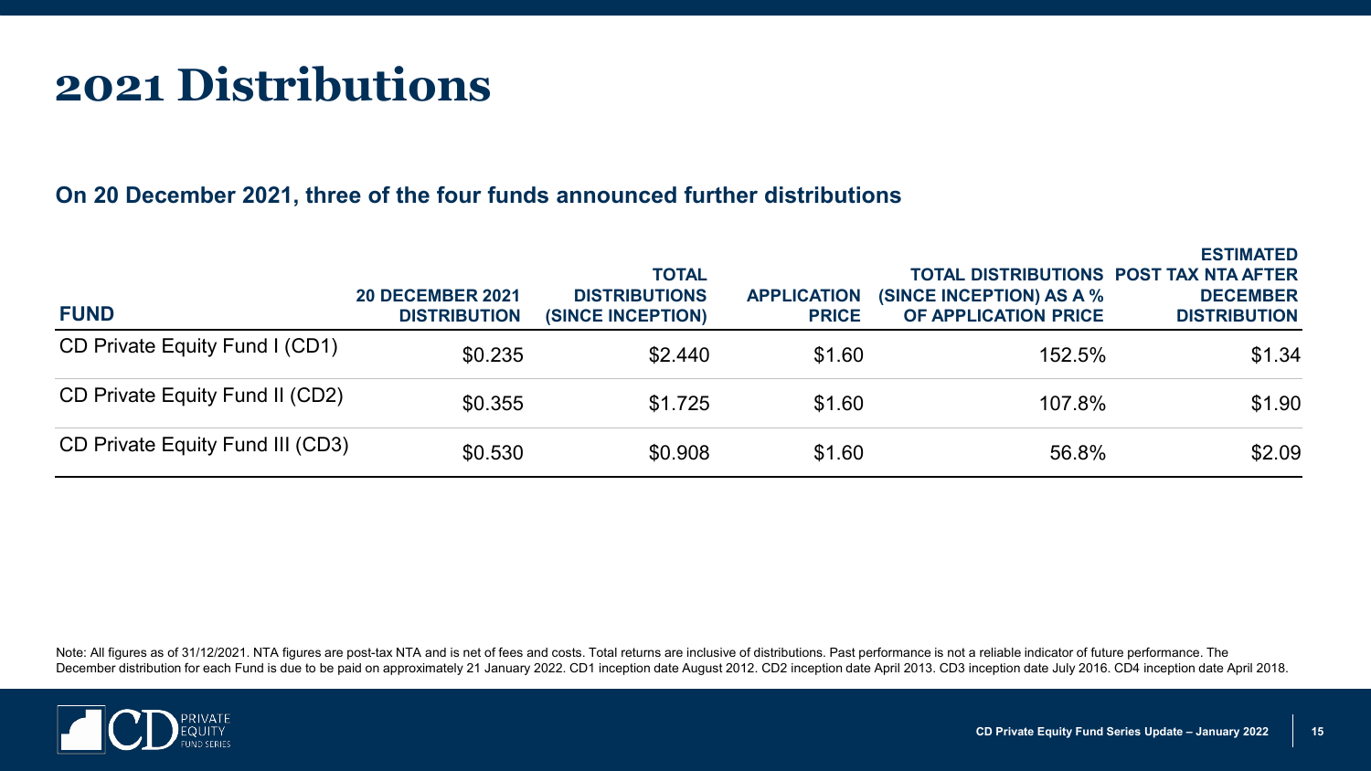# 2021 Distributions

**On 20 December 2021, three of the four funds announced further distributions**

| FUND | 20 DECEMBER 2021 DISTRIBUTION | TOTAL DISTRIBUTIONS (SINCE INCEPTION) | APPLICATION PRICE | TOTAL DISTRIBUTIONS (SINCE INCEPTION) AS A % OF APPLICATION PRICE | ESTIMATED POST TAX NTA AFTER DECEMBER DISTRIBUTION |
|---|---|---|---|---|---|
| CD Private Equity Fund I (CD1) | $0.235 | $2.440 | $1.60 | 152.5% | $1.34 |
| CD Private Equity Fund II (CD2) | $0.355 | $1.725 | $1.60 | 107.8% | $1.90 |
| CD Private Equity Fund III (CD3) | $0.530 | $0.908 | $1.60 | 56.8% | $2.09 |

Note: All figures as of 31/12/2021. NTA figures are post-tax NTA and is net of fees and costs. Total returns are inclusive of distributions. Past performance is not a reliable indicator of future performance. The December distribution for each Fund is due to be paid on approximately 21 January 2022. CD1 inception date August 2012. CD2 inception date April 2013. CD3 inception date July 2016. CD4 inception date April 2018.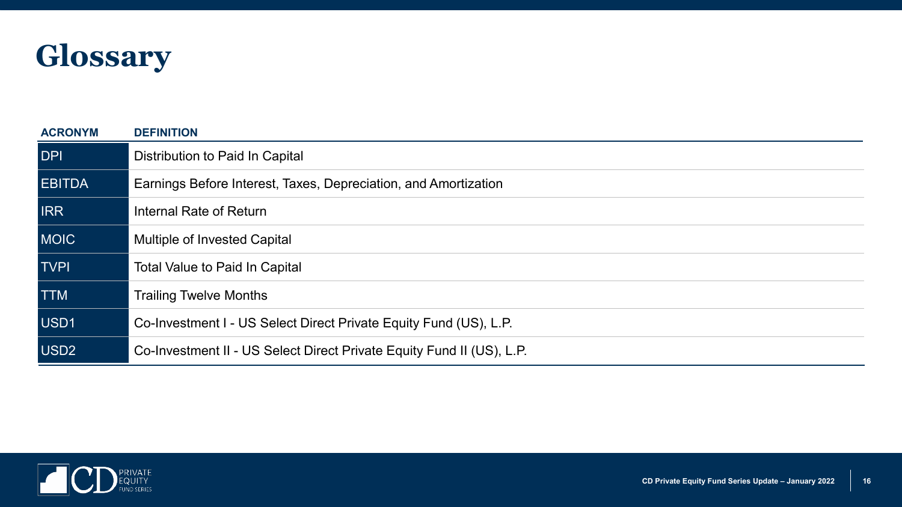# Glossary

| ACRONYM | DEFINITION |
| --- | --- |
| DPI | Distribution to Paid In Capital |
| EBITDA | Earnings Before Interest, Taxes, Depreciation, and Amortization |
| IRR | Internal Rate of Return |
| MOIC | Multiple of Invested Capital |
| TVPI | Total Value to Paid In Capital |
| TTM | Trailing Twelve Months |
| USD1 | Co-Investment I - US Select Direct Private Equity Fund (US), L.P. |
| USD2 | Co-Investment II - US Select Direct Private Equity Fund II (US), L.P. |